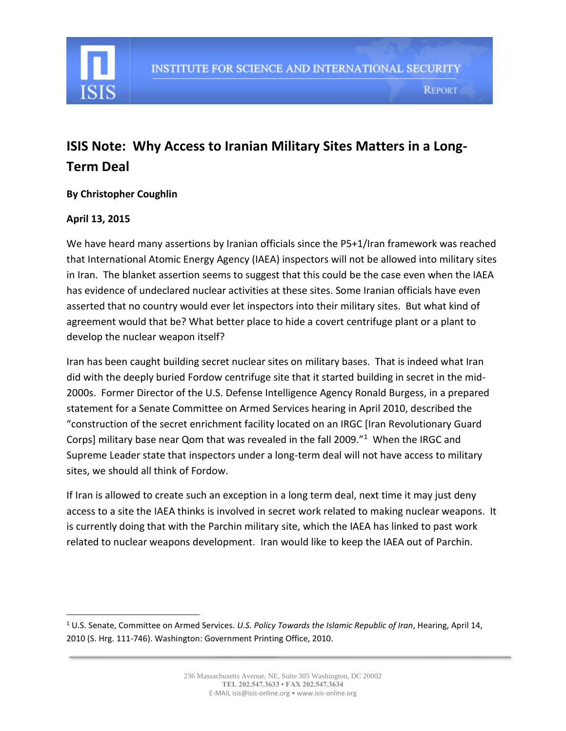# ISIS Note: Why Access to Iranian Military Sites Matters in a Long-Term Deal

**By Christopher Coughlin**

**April 13, 2015**

We have heard many assertions by Iranian officials since the P5+1/Iran framework was reached that International Atomic Energy Agency (IAEA) inspectors will not be allowed into military sites in Iran. The blanket assertion seems to suggest that this could be the case even when the IAEA has evidence of undeclared nuclear activities at these sites. Some Iranian officials have even asserted that no country would ever let inspectors into their military sites. But what kind of agreement would that be? What better place to hide a covert centrifuge plant or a plant to develop the nuclear weapon itself?

Iran has been caught building secret nuclear sites on military bases. That is indeed what Iran did with the deeply buried Fordow centrifuge site that it started building in secret in the mid-2000s. Former Director of the U.S. Defense Intelligence Agency Ronald Burgess, in a prepared statement for a Senate Committee on Armed Services hearing in April 2010, described the "construction of the secret enrichment facility located on an IRGC [Iran Revolutionary Guard Corps] military base near Qom that was revealed in the fall 2009."[1] When the IRGC and Supreme Leader state that inspectors under a long-term deal will not have access to military sites, we should all think of Fordow.

If Iran is allowed to create such an exception in a long term deal, next time it may just deny access to a site the IAEA thinks is involved in secret work related to making nuclear weapons. It is currently doing that with the Parchin military site, which the IAEA has linked to past work related to nuclear weapons development. Iran would like to keep the IAEA out of Parchin.

---

[1] U.S. Senate, Committee on Armed Services. *U.S. Policy Towards the Islamic Republic of Iran*, Hearing, April 14, 2010 (S. Hrg. 111-746). Washington: Government Printing Office, 2010.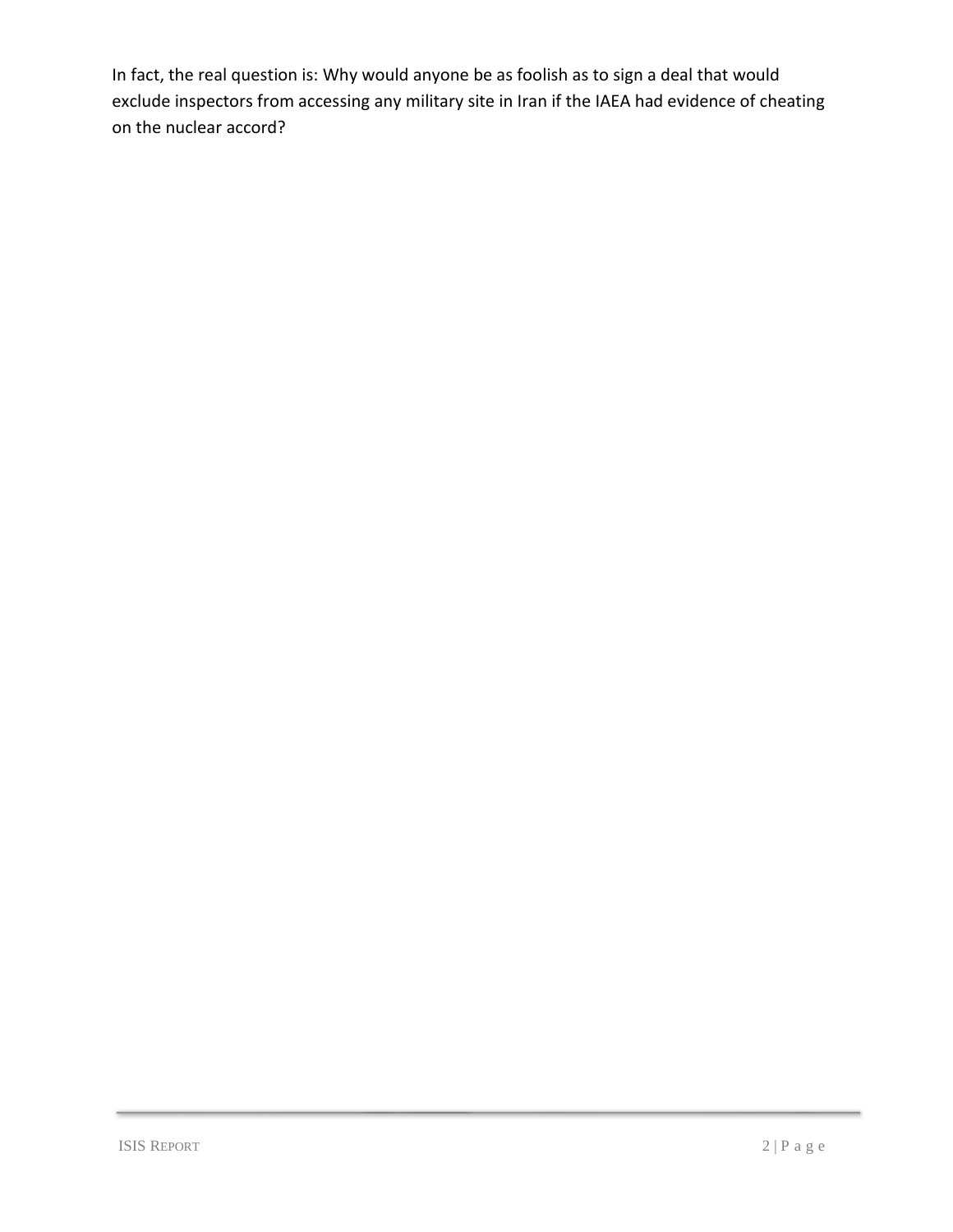In fact, the real question is: Why would anyone be as foolish as to sign a deal that would exclude inspectors from accessing any military site in Iran if the IAEA had evidence of cheating on the nuclear accord?